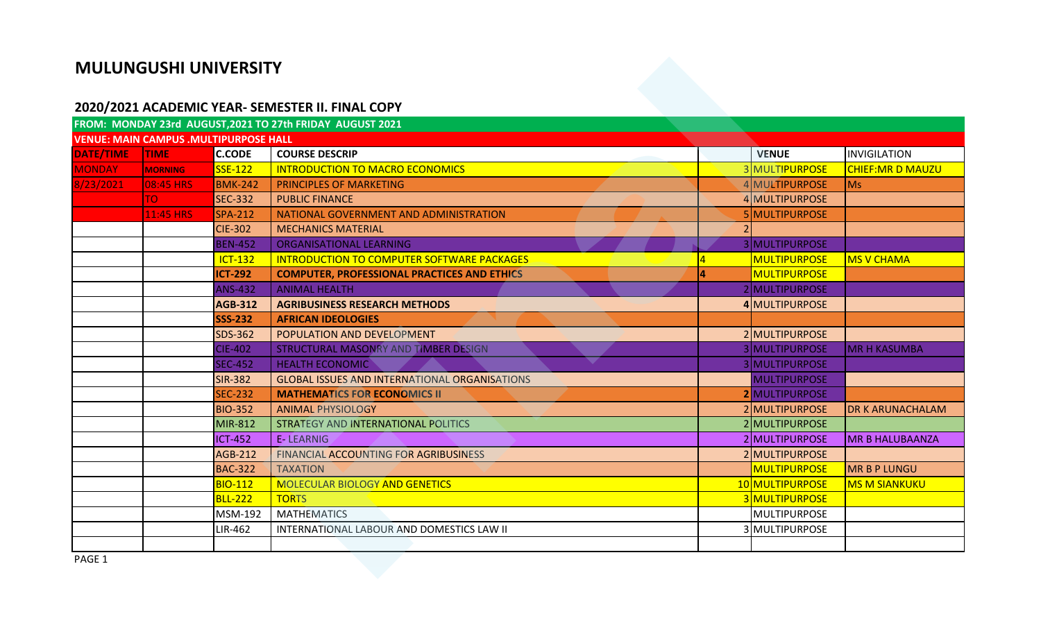# MULUNGUSHI UNIVERSITY

## 2020/2021 ACADEMIC YEAR- SEMESTER II. FINAL COPY

**FROM: MONDAY 23rd AUGUST,2021 TO 27th FRIDAY AUGUST 2021**

**VENUE: MAIN CAMPUS .MULTIPURPOSE HALL**

| DATE/TIME | TIME | C.CODE | COURSE DESCRIP | | | VENUE | INVIGILATION |
|---|---|---|---|---|---|---|---|
| MONDAY | MORNING | SSE-122 | INTRODUCTION TO MACRO ECONOMICS | | 3 | MULTIPURPOSE | CHIEF:MR D MAUZU |
| 8/23/2021 | 08:45 HRS | BMK-242 | PRINCIPLES OF MARKETING | | 4 | MULTIPURPOSE | Ms |
| | TO | SEC-332 | PUBLIC FINANCE | | 4 | MULTIPURPOSE | |
| | 11:45 HRS | SPA-212 | NATIONAL GOVERNMENT AND ADMINISTRATION | | 5 | MULTIPURPOSE | |
| | | CIE-302 | MECHANICS MATERIAL | | 2 | | |
| | | BEN-452 | ORGANISATIONAL LEARNING | | 3 | MULTIPURPOSE | |
| | | ICT-132 | INTRODUCTION TO COMPUTER SOFTWARE PACKAGES | 4 | | MULTIPURPOSE | MS V CHAMA |
| | | **ICT-292** | **COMPUTER, PROFESSIONAL PRACTICES AND ETHICS** | **4** | | MULTIPURPOSE | |
| | | ANS-432 | ANIMAL HEALTH | | 2 | MULTIPURPOSE | |
| | | **AGB-312** | **AGRIBUSINESS RESEARCH METHODS** | | **4** | MULTIPURPOSE | |
| | | **SSS-232** | **AFRICAN IDEOLOGIES** | | | | |
| | | SDS-362 | POPULATION AND DEVELOPMENT | | 2 | MULTIPURPOSE | |
| | | CIE-402 | STRUCTURAL MASONRY AND TIMBER DESIGN | | 3 | MULTIPURPOSE | MR H KASUMBA |
| | | SEC-452 | HEALTH ECONOMIC | | 3 | MULTIPURPOSE | |
| | | SIR-382 | GLOBAL ISSUES AND INTERNATIONAL ORGANISATIONS | | | MULTIPURPOSE | |
| | | SEC-232 | **MATHEMATICS FOR ECONOMICS II** | | **2** | MULTIPURPOSE | |
| | | BIO-352 | ANIMAL PHYSIOLOGY | | 2 | MULTIPURPOSE | DR K ARUNACHALAM |
| | | MIR-812 | STRATEGY AND INTERNATIONAL POLITICS | | 2 | MULTIPURPOSE | |
| | | ICT-452 | E- LEARNIG | | 2 | MULTIPURPOSE | MR B HALUBAANZA |
| | | AGB-212 | FINANCIAL ACCOUNTING FOR AGRIBUSINESS | | 2 | MULTIPURPOSE | |
| | | BAC-322 | TAXATION | | | MULTIPURPOSE | MR B P LUNGU |
| | | BIO-112 | MOLECULAR BIOLOGY AND GENETICS | | 10 | MULTIPURPOSE | MS M SIANKUKU |
| | | BLL-222 | TORTS | | 3 | MULTIPURPOSE | |
| | | MSM-192 | MATHEMATICS | | | MULTIPURPOSE | |
| | | LIR-462 | INTERNATIONAL LABOUR AND DOMESTICS LAW II | | 3 | MULTIPURPOSE | |
| | | | | | | | |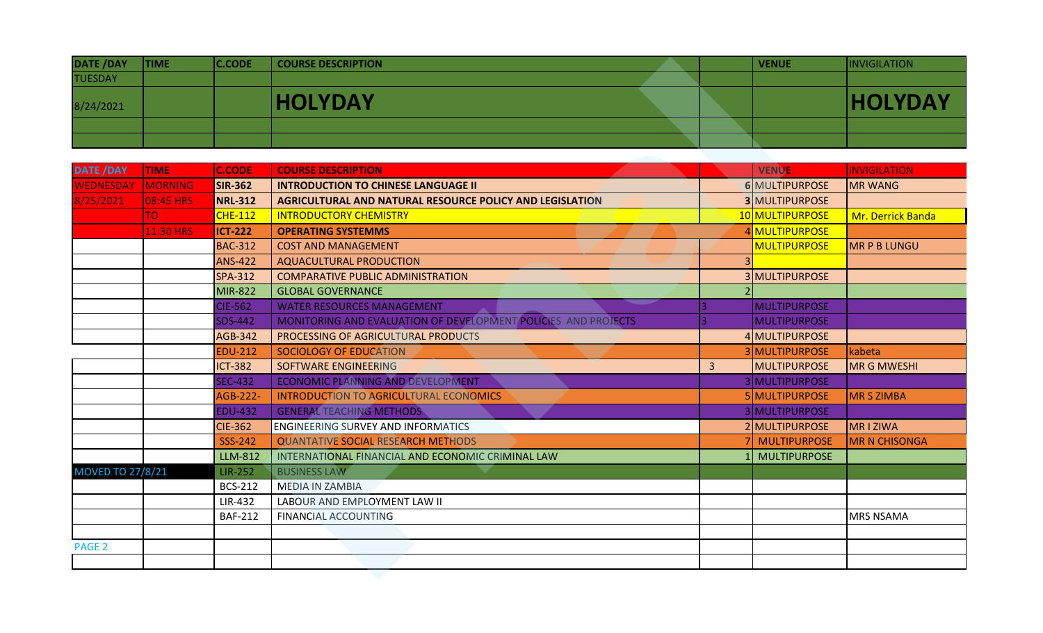| DATE /DAY | TIME | C.CODE | COURSE DESCRIPTION | | VENUE | INVIGILATION |
|---|---|---|---|---|---|---|
| TUESDAY | | | | | | |
| 8/24/2021 | | | **HOLYDAY** | | | **HOLYDAY** |
| | | | | | | |
| | | | | | | |

| DATE /DAY | TIME | C.CODE | COURSE DESCRIPTION | | VENUE | INVIGILATION |
|---|---|---|---|---|---|---|
| WEDNESDAY | MORNING | **SIR-362** | **INTRODUCTION TO CHINESE LANGUAGE II** | 6 | MULTIPURPOSE | MR WANG |
| 8/25/2021 | 08:45 HRS | **NRL-312** | **AGRICULTURAL AND NATURAL RESOURCE POLICY AND LEGISLATION** | 3 | MULTIPURPOSE | |
| | TO | CHE-112 | INTRODUCTORY CHEMISTRY | 10 | MULTIPURPOSE | Mr. Derrick Banda |
| | 11:30 HRS | **ICT-222** | **OPERATING SYSTEMMS** | 4 | MULTIPURPOSE | |
| | | BAC-312 | COST AND MANAGEMENT | | MULTIPURPOSE | MR P B LUNGU |
| | | ANS-422 | AQUACULTURAL PRODUCTION | 3 | | |
| | | SPA-312 | COMPARATIVE PUBLIC ADMINISTRATION | 3 | MULTIPURPOSE | |
| | | MIR-822 | GLOBAL GOVERNANCE | 2 | | |
| | | CIE-562 | WATER RESOURCES MANAGEMENT | 3 | MULTIPURPOSE | |
| | | SDS-442 | MONITORING AND EVALUATION OF DEVELOPMENT POLICIES AND PROJECTS | 3 | MULTIPURPOSE | |
| | | AGB-342 | PROCESSING OF AGRICULTURAL PRODUCTS | 4 | MULTIPURPOSE | |
| | | EDU-212 | SOCIOLOGY OF EDUCATION | 3 | MULTIPURPOSE | kabeta |
| | | ICT-382 | SOFTWARE ENGINEERING | 3 | MULTIPURPOSE | MR G MWESHI |
| | | SEC-432 | ECONOMIC PLANNING AND DEVELOPMENT | 3 | MULTIPURPOSE | |
| | | AGB-222- | INTRODUCTION TO AGRICULTURAL ECONOMICS | 5 | MULTIPURPOSE | MR S ZIMBA |
| | | EDU-432 | GENERAL TEACHING METHODS | 3 | MULTIPURPOSE | |
| | | CIE-362 | ENGINEERING SURVEY AND INFORMATICS | 2 | MULTIPURPOSE | MR I ZIWA |
| | | SSS-242 | QUANTATIVE SOCIAL RESEARCH METHODS | 7 | MULTIPURPOSE | MR N CHISONGA |
| | | LLM-812 | INTERNATIONAL FINANCIAL AND ECONOMIC CRIMINAL LAW | 1 | MULTIPURPOSE | |
| MOVED TO 27/8/21 | | LIR-252 | BUSINESS LAW | | | |
| | | BCS-212 | MEDIA IN ZAMBIA | | | |
| | | LIR-432 | LABOUR AND EMPLOYMENT LAW II | | | |
| | | BAF-212 | FINANCIAL ACCOUNTING | | | MRS NSAMA |
| | | | | | | |
| PAGE 2 | | | | | | |
| | | | | | | |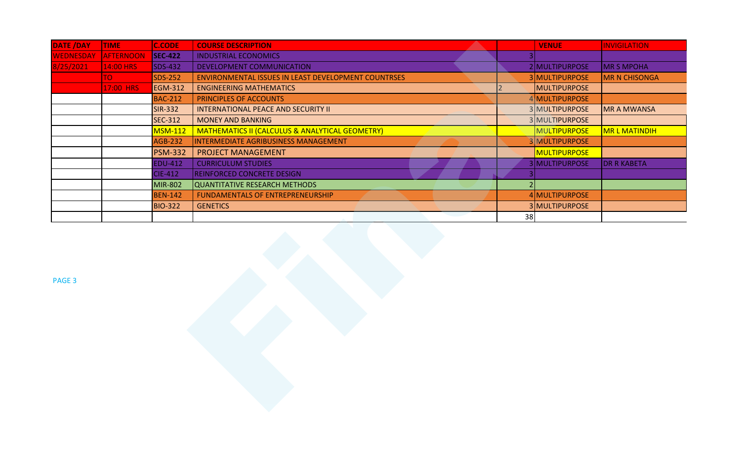| DATE /DAY | TIME | C.CODE | COURSE DESCRIPTION | | VENUE | INVIGILATION |
|---|---|---|---|---|---|---|
| WEDNESDAY | AFTERNOON | SEC-422 | INDUSTRIAL ECONOMICS | 3 | | |
| 8/25/2021 | 14:00 HRS | SDS-432 | DEVELOPMENT COMMUNICATION | 2 | MULTIPURPOSE | MR S MPOHA |
| | TO | SDS-252 | ENVIRONMENTAL ISSUES IN LEAST DEVELOPMENT COUNTRSES | 3 | MULTIPURPOSE | MR N CHISONGA |
| | 17:00 HRS | EGM-312 | ENGINEERING MATHEMATICS | 2 | MULTIPURPOSE | |
| | | BAC-212 | PRINCIPLES OF ACCOUNTS | 4 | MULTIPURPOSE | |
| | | SIR-332 | INTERNATIONAL PEACE AND SECURITY II | 3 | MULTIPURPOSE | MR A MWANSA |
| | | SEC-312 | MONEY AND BANKING | 3 | MULTIPURPOSE | |
| | | MSM-112 | MATHEMATICS II (CALCULUS & ANALYTICAL GEOMETRY) | | MULTIPURPOSE | MR L MATINDIH |
| | | AGB-232 | INTERMEDIATE AGRIBUSINESS MANAGEMENT | 3 | MULTIPURPOSE | |
| | | PSM-332 | PROJECT MANAGEMENT | | MULTIPURPOSE | |
| | | EDU-412 | CURRICULUM STUDIES | 3 | MULTIPURPOSE | DR R KABETA |
| | | CIE-412 | REINFORCED CONCRETE DESIGN | 3 | | |
| | | MIR-802 | QUANTITATIVE RESEARCH METHODS | 2 | | |
| | | BEN-142 | FUNDAMENTALS OF ENTREPRENEURSHIP | 4 | MULTIPURPOSE | |
| | | BIO-322 | GENETICS | 3 | MULTIPURPOSE | |
| | | | | 38 | | |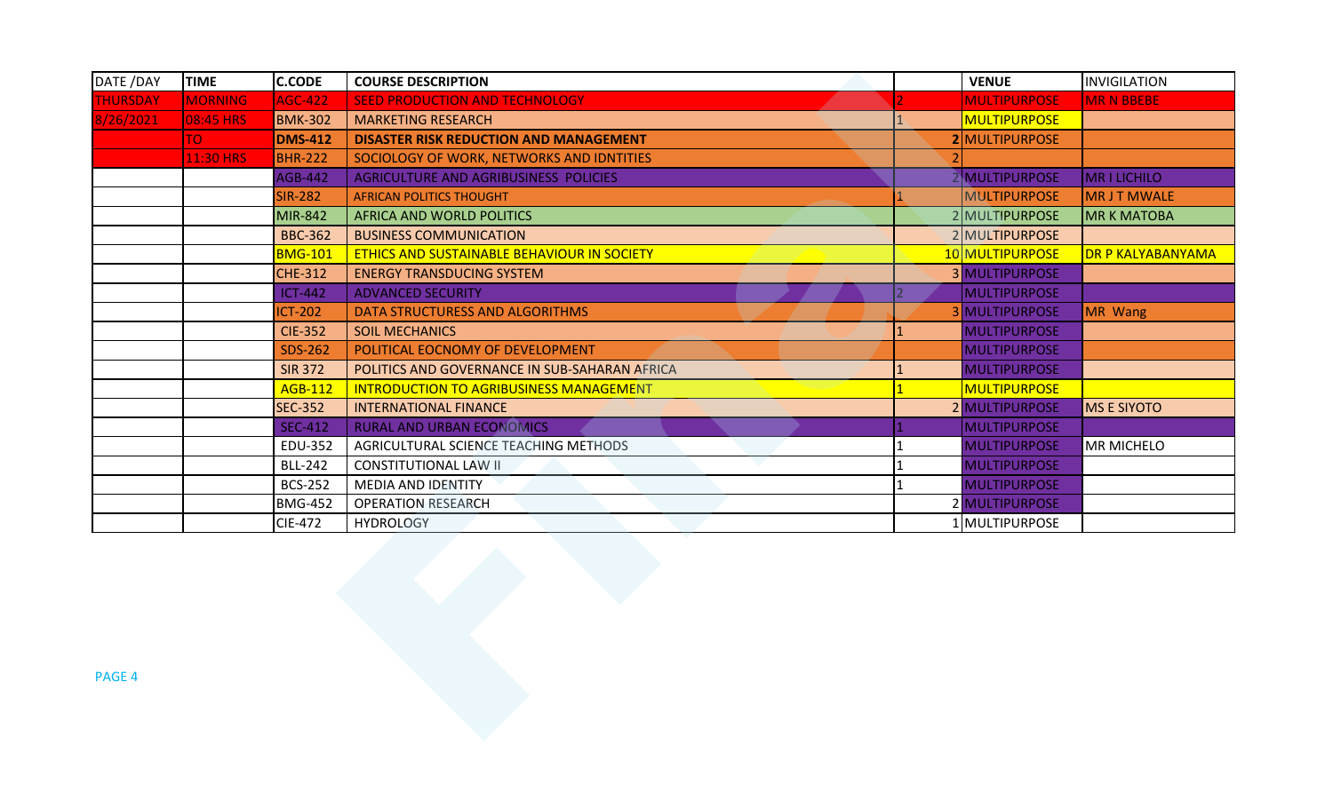| DATE /DAY | TIME | C.CODE | COURSE DESCRIPTION | | VENUE | INVIGILATION |
|---|---|---|---|---|---|---|
| THURSDAY | MORNING | AGC-422 | SEED PRODUCTION AND TECHNOLOGY | 2 | MULTIPURPOSE | MR N BBEBE |
| 8/26/2021 | 08:45 HRS | BMK-302 | MARKETING RESEARCH | 1 | MULTIPURPOSE | |
| | TO | **DMS-412** | **DISASTER RISK REDUCTION AND MANAGEMENT** | **2** | MULTIPURPOSE | |
| | 11:30 HRS | BHR-222 | SOCIOLOGY OF WORK, NETWORKS AND IDNTITIES | 2 | | |
| | | AGB-442 | AGRICULTURE AND AGRIBUSINESS POLICIES | 2 | MULTIPURPOSE | MR I LICHILO |
| | | SIR-282 | AFRICAN POLITICS THOUGHT | 1 | MULTIPURPOSE | MR J T MWALE |
| | | MIR-842 | AFRICA AND WORLD POLITICS | 2 | MULTIPURPOSE | MR K MATOBA |
| | | BBC-362 | BUSINESS COMMUNICATION | 2 | MULTIPURPOSE | |
| | | BMG-101 | ETHICS AND SUSTAINABLE BEHAVIOUR IN SOCIETY | 10 | MULTIPURPOSE | DR P KALYABANYAMA |
| | | CHE-312 | ENERGY TRANSDUCING SYSTEM | 3 | MULTIPURPOSE | |
| | | ICT-442 | ADVANCED SECURITY | 2 | MULTIPURPOSE | |
| | | ICT-202 | DATA STRUCTURESS AND ALGORITHMS | 3 | MULTIPURPOSE | MR Wang |
| | | CIE-352 | SOIL MECHANICS | 1 | MULTIPURPOSE | |
| | | SDS-262 | POLITICAL EOCNOMY OF DEVELOPMENT | | MULTIPURPOSE | |
| | | SIR 372 | POLITICS AND GOVERNANCE IN SUB-SAHARAN AFRICA | 1 | MULTIPURPOSE | |
| | | AGB-112 | INTRODUCTION TO AGRIBUSINESS MANAGEMENT | 1 | MULTIPURPOSE | |
| | | SEC-352 | INTERNATIONAL FINANCE | 2 | MULTIPURPOSE | MS E SIYOTO |
| | | SEC-412 | RURAL AND URBAN ECONOMICS | 1 | MULTIPURPOSE | |
| | | EDU-352 | AGRICULTURAL SCIENCE TEACHING METHODS | 1 | MULTIPURPOSE | MR MICHELO |
| | | BLL-242 | CONSTITUTIONAL LAW II | 1 | MULTIPURPOSE | |
| | | BCS-252 | MEDIA AND IDENTITY | 1 | MULTIPURPOSE | |
| | | BMG-452 | OPERATION RESEARCH | 2 | MULTIPURPOSE | |
| | | CIE-472 | HYDROLOGY | 1 | MULTIPURPOSE | |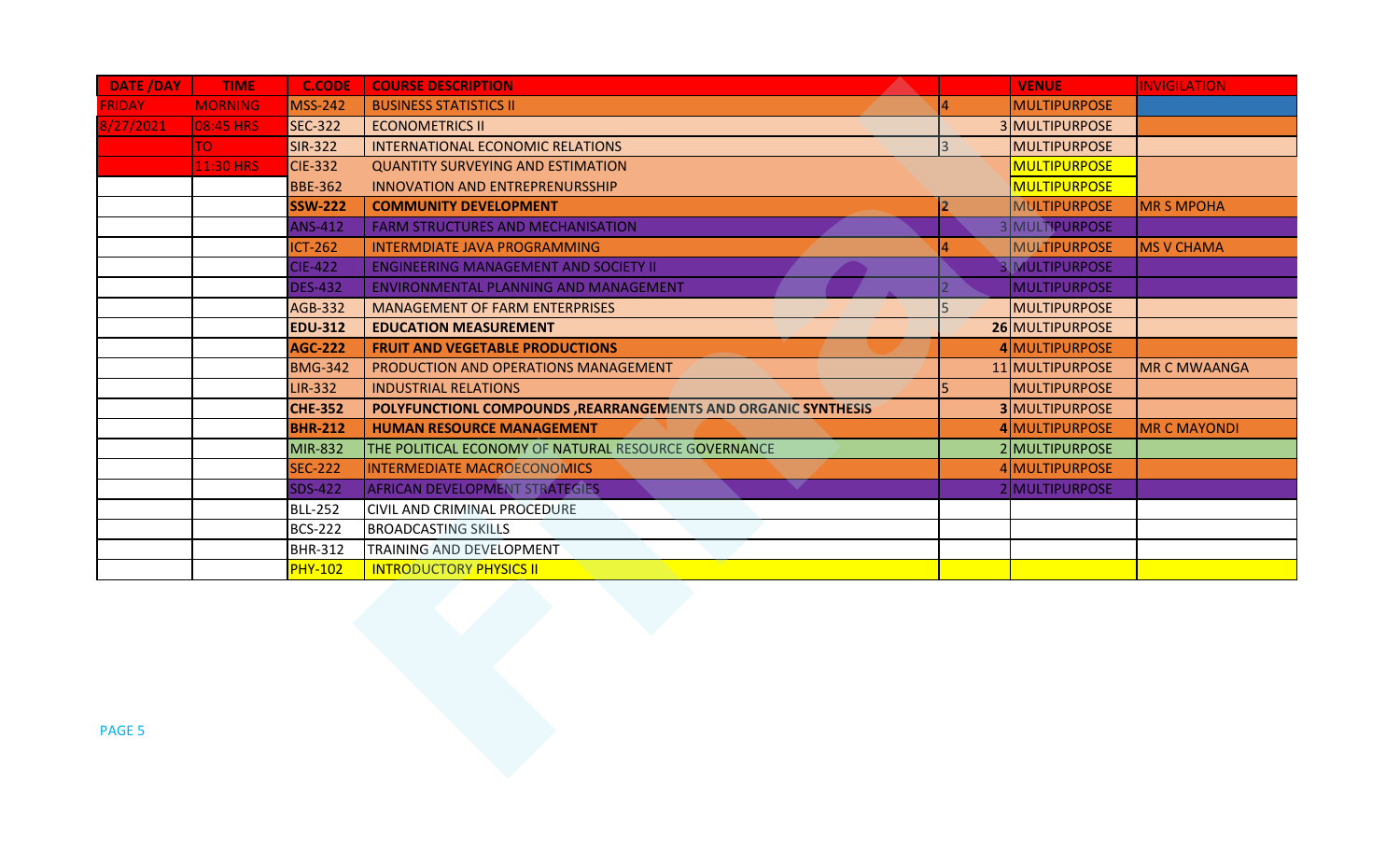| DATE /DAY | TIME | C.CODE | COURSE DESCRIPTION | | VENUE | INVIGILATION |
|---|---|---|---|---|---|---|
| FRIDAY | MORNING | MSS-242 | BUSINESS STATISTICS II | 4 | MULTIPURPOSE | |
| 8/27/2021 | 08:45 HRS | SEC-322 | ECONOMETRICS II | 3 | MULTIPURPOSE | |
| | TO | SIR-322 | INTERNATIONAL ECONOMIC RELATIONS | 3 | MULTIPURPOSE | |
| | 11:30 HRS | CIE-332 | QUANTITY SURVEYING AND ESTIMATION | | MULTIPURPOSE | |
| | | BBE-362 | INNOVATION AND ENTREPRENURSSHIP | | MULTIPURPOSE | |
| | | **SSW-222** | **COMMUNITY DEVELOPMENT** | **2** | MULTIPURPOSE | MR S MPOHA |
| | | ANS-412 | FARM STRUCTURES AND MECHANISATION | 3 | MULTIPURPOSE | |
| | | ICT-262 | INTERMDIATE JAVA PROGRAMMING | 4 | MULTIPURPOSE | MS V CHAMA |
| | | CIE-422 | ENGINEERING MANAGEMENT AND SOCIETY II | 3 | MULTIPURPOSE | |
| | | DES-432 | ENVIRONMENTAL PLANNING AND MANAGEMENT | 2 | MULTIPURPOSE | |
| | | AGB-332 | MANAGEMENT OF FARM ENTERPRISES | 5 | MULTIPURPOSE | |
| | | **EDU-312** | **EDUCATION MEASUREMENT** | **26** | MULTIPURPOSE | |
| | | **AGC-222** | **FRUIT AND VEGETABLE PRODUCTIONS** | **4** | MULTIPURPOSE | |
| | | BMG-342 | PRODUCTION AND OPERATIONS MANAGEMENT | 11 | MULTIPURPOSE | MR C MWAANGA |
| | | LIR-332 | INDUSTRIAL RELATIONS | 5 | MULTIPURPOSE | |
| | | **CHE-352** | **POLYFUNCTIONL COMPOUNDS ,REARRANGEMENTS AND ORGANIC SYNTHESIS** | **3** | MULTIPURPOSE | |
| | | **BHR-212** | **HUMAN RESOURCE MANAGEMENT** | **4** | MULTIPURPOSE | MR C MAYONDI |
| | | MIR-832 | THE POLITICAL ECONOMY OF NATURAL RESOURCE GOVERNANCE | 2 | MULTIPURPOSE | |
| | | SEC-222 | INTERMEDIATE MACROECONOMICS | 4 | MULTIPURPOSE | |
| | | SDS-422 | AFRICAN DEVELOPMENT STRATEGIES | 2 | MULTIPURPOSE | |
| | | BLL-252 | CIVIL AND CRIMINAL PROCEDURE | | | |
| | | BCS-222 | BROADCASTING SKILLS | | | |
| | | BHR-312 | TRAINING AND DEVELOPMENT | | | |
| | | PHY-102 | INTRODUCTORY PHYSICS II | | | |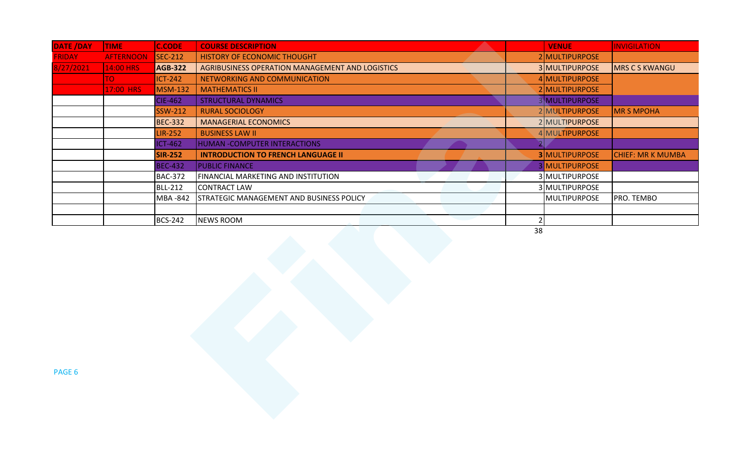| DATE /DAY | TIME | C.CODE | COURSE DESCRIPTION | | VENUE | INVIGILATION |
|---|---|---|---|---|---|---|
| FRIDAY | AFTERNOON | SEC-212 | HISTORY OF ECONOMIC THOUGHT | 2 | MULTIPURPOSE | |
| 8/27/2021 | 14:00 HRS | **AGB-322** | AGRIBUSINESS OPERATION MANAGEMENT AND LOGISTICS | 3 | MULTIPURPOSE | MRS C S KWANGU |
| | TO | ICT-242 | NETWORKING AND COMMUNICATION | 4 | MULTIPURPOSE | |
| | 17:00 HRS | MSM-132 | MATHEMATICS II | 2 | MULTIPURPOSE | |
| | | CIE-462 | STRUCTURAL DYNAMICS | 3 | MULTIPURPOSE | |
| | | SSW-212 | RURAL SOCIOLOGY | 2 | MULTIPURPOSE | MR S MPOHA |
| | | BEC-332 | MANAGERIAL ECONOMICS | 2 | MULTIPURPOSE | |
| | | LIR-252 | BUSINESS LAW II | 4 | MULTIPURPOSE | |
| | | ICT-462 | HUMAN -COMPUTER INTERACTIONS | 2 | | |
| | | **SIR-252** | **INTRODUCTION TO FRENCH LANGUAGE II** | **3** | MULTIPURPOSE | CHIEF: MR K MUMBA |
| | | BEC-432 | PUBLIC FINANCE | 3 | MULTIPURPOSE | |
| | | BAC-372 | FINANCIAL MARKETING AND INSTITUTION | 3 | MULTIPURPOSE | |
| | | BLL-212 | CONTRACT LAW | 3 | MULTIPURPOSE | |
| | | MBA -842 | STRATEGIC MANAGEMENT AND BUSINESS POLICY | | MULTIPURPOSE | PRO. TEMBO |
| | | | | | | |
| | | BCS-242 | NEWS ROOM | 2 | | |
| | | | | 38 | | |